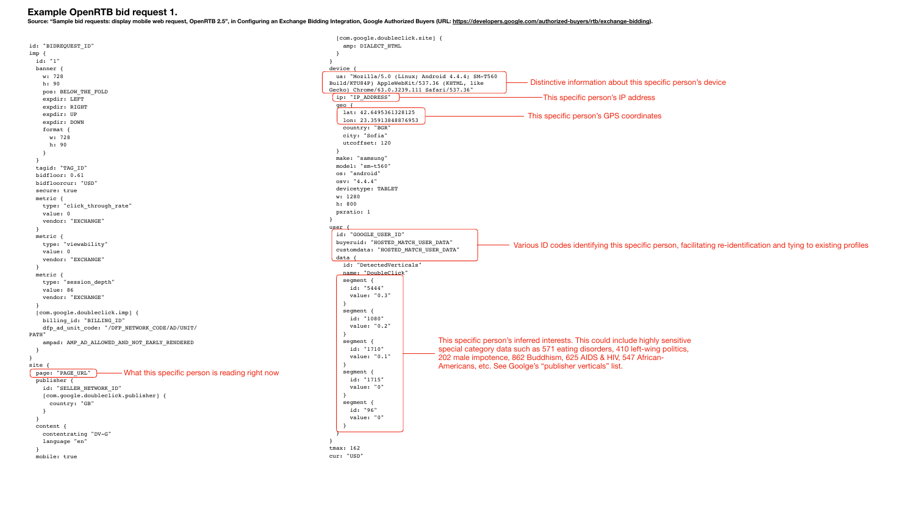# Example OpenRTB bid request 1.

**Source: "Sample bid requests: display mobile web request, OpenRTB 2.5", in Configuring an Exchange Bidding Integration, Google Authorized Buyers (URL: https://developers.google.com/authorized-buyers/rtb/exchange-bidding).**

```
id: "BIDREQUEST_ID"
imp {
  id: "1"
  banner {
    w: 728
    h: 90
    pos: BELOW_THE_FOLD
    expdir: LEFT
    expdir: RIGHT
    expdir: UP
    expdir: DOWN
    format {
      w: 728
      h: 90
    }
  }
  tagid: "TAG_ID"
  bidfloor: 0.61
  bidfloorcur: "USD"
  secure: true
  metric {
    type: "click_through_rate"
    value: 0
    vendor: "EXCHANGE"
  }
  metric {
    type: "viewability"
    value: 0
    vendor: "EXCHANGE"
  }
  metric {
    type: "session_depth"
    value: 86
    vendor: "EXCHANGE"
  }
  [com.google.doubleclick.imp] {
    billing_id: "BILLING_ID"
    dfp_ad_unit_code: "/DFP_NETWORK_CODE/AD/UNIT/
PATH"
    ampad: AMP_AD_ALLOWED_AND_NOT_EARLY_RENDERED
  }
}
site {
  page: "PAGE_URL"
  publisher {
    id: "SELLER_NETWORK_ID"
    [com.google.doubleclick.publisher] {
      country: "GB"
    }
  }
  content {
    contentrating "DV-G"
    language "en"
  }
  mobile: true
  [com.google.doubleclick.site] {
    amp: DIALECT_HTML
  }
}
device {
  ua: "Mozilla/5.0 (Linux; Android 4.4.4; SM-T560
Build/KTU84P) AppleWebKit/537.36 (KHTML, like
Gecko) Chrome/63.0.3239.111 Safari/537.36"
  ip: "IP_ADDRESS"
  geo {
    lat: 42.6495361328125
    lon: 23.35913848876953
    country: "BGR"
    city: "Sofia"
    utcoffset: 120
  }
  make: "samsung"
  model: "sm-t560"
  os: "android"
  osv: "4.4.4"
  devicetype: TABLET
  w: 1280
  h: 800
  pxratio: 1
}
user {
  id: "GOOGLE_USER_ID"
  buyeruid: "HOSTED_MATCH_USER_DATA"
  customdata: "HOSTED_MATCH_USER_DATA"
  data {
    id: "DetectedVerticals"
    name: "DoubleClick"
    segment {
      id: "5444"
      value: "0.3"
    }
    segment {
      id: "1080"
      value: "0.2"
    }
    segment {
      id: "1710"
      value: "0.1"
    }
    segment {
      id: "1715"
      value: "0"
    }
    segment {
      id: "96"
      value: "0"
    }
  }
}
tmax: 162
cur: "USD"
```

Annotations:

- `page: "PAGE_URL"` — What this specific person is reading right now
- `ua: ...` — Distinctive information about this specific person's device
- `ip: "IP_ADDRESS"` — This specific person's IP address
- `lat` / `lon` — This specific person's GPS coordinates
- `id`, `buyeruid`, `customdata` — Various ID codes identifying this specific person, facilitating re-identification and tying to existing profiles
- `segment` entries — This specific person's inferred interests. This could include highly sensitive special category data such as 571 eating disorders, 410 left-wing politics, 202 male impotence, 862 Buddhism, 625 AIDS & HIV, 547 African-Americans, etc. See Goolge's "publisher verticals" list.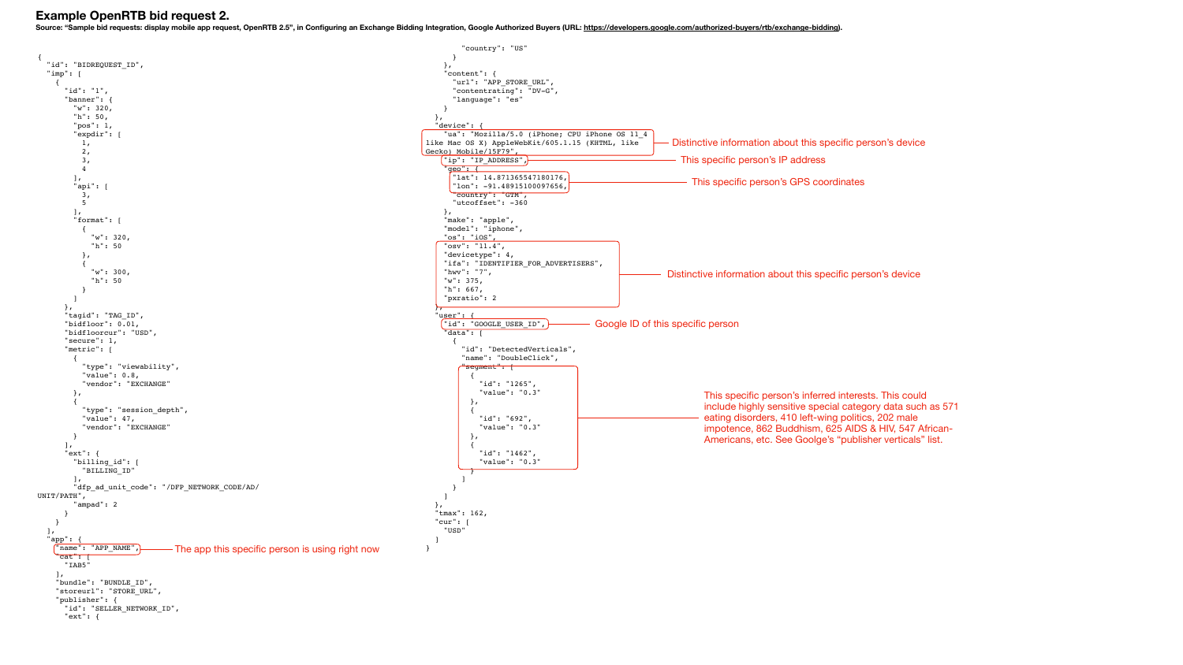# Example OpenRTB bid request 2.

**Source: "Sample bid requests: display mobile app request, OpenRTB 2.5", in Configuring an Exchange Bidding Integration, Google Authorized Buyers (URL: https://developers.google.com/authorized-buyers/rtb/exchange-bidding).**

```
{
  "id": "BIDREQUEST_ID",
  "imp": [
    {
      "id": "1",
      "banner": {
        "w": 320,
        "h": 50,
        "pos": 1,
        "expdir": [
          1,
          2,
          3,
          4
        ],
        "api": [
          3,
          5
        ],
        "format": [
          {
            "w": 320,
            "h": 50
          },
          {
            "w": 300,
            "h": 50
          }
        ]
      },
      "tagid": "TAG_ID",
      "bidfloor": 0.01,
      "bidfloorcur": "USD",
      "secure": 1,
      "metric": [
        {
          "type": "viewability",
          "value": 0.8,
          "vendor": "EXCHANGE"
        },
        {
          "type": "session_depth",
          "value": 47,
          "vendor": "EXCHANGE"
        }
      ],
      "ext": {
        "billing_id": [
          "BILLING_ID"
        ],
        "dfp_ad_unit_code": "/DFP_NETWORK_CODE/AD/
UNIT/PATH",
        "ampad": 2
      }
    }
  ],
  "app": {
    "name": "APP_NAME",          ← The app this specific person is using right now
    "cat": [
      "IAB5"
    ],
    "bundle": "BUNDLE_ID",
    "storeurl": "STORE_URL",
    "publisher": {
      "id": "SELLER_NETWORK_ID",
      "ext": {
        "country": "US"
      }
    },
    "content": {
      "url": "APP_STORE_URL",
      "contentrating": "DV-G",
      "language": "es"
    }
  },
  "device": {
    "ua": "Mozilla/5.0 (iPhone; CPU iPhone OS 11_4
like Mac OS X) AppleWebKit/605.1.15 (KHTML, like
Gecko) Mobile/15F79",          ← Distinctive information about this specific person's device
    "ip": "IP_ADDRESS",          ← This specific person's IP address
    "geo": {
      "lat": 14.871365547180176,
      "lon": -91.48915100097656,          ← This specific person's GPS coordinates
      "country": "GTM",
      "utcoffset": -360
    },
    "make": "apple",
    "model": "iphone",
    "os": "iOS",
    "osv": "11.4",
    "devicetype": 4,
    "ifa": "IDENTIFIER_FOR_ADVERTISERS",
    "hwv": "7",
    "w": 375,
    "h": 667,
    "pxratio": 2          ← Distinctive information about this specific person's device (osv … pxratio)
  },
  "user": {
    "id": "GOOGLE_USER_ID",          ← Google ID of this specific person
    "data": [
      {
        "id": "DetectedVerticals",
        "name": "DoubleClick",
        "segment": [
          {
            "id": "1265",
            "value": "0.3"
          },
          {
            "id": "692",
            "value": "0.3"
          },
          {
            "id": "1462",
            "value": "0.3"
          }
        ]          ← This specific person's inferred interests. This could include highly sensitive special category data such as 571 eating disorders, 410 left-wing politics, 202 male impotence, 862 Buddhism, 625 AIDS & HIV, 547 African-Americans, etc. See Goolge's "publisher verticals" list.
      }
    ]
  },
  "tmax": 162,
  "cur": [
    "USD"
  ]
}
```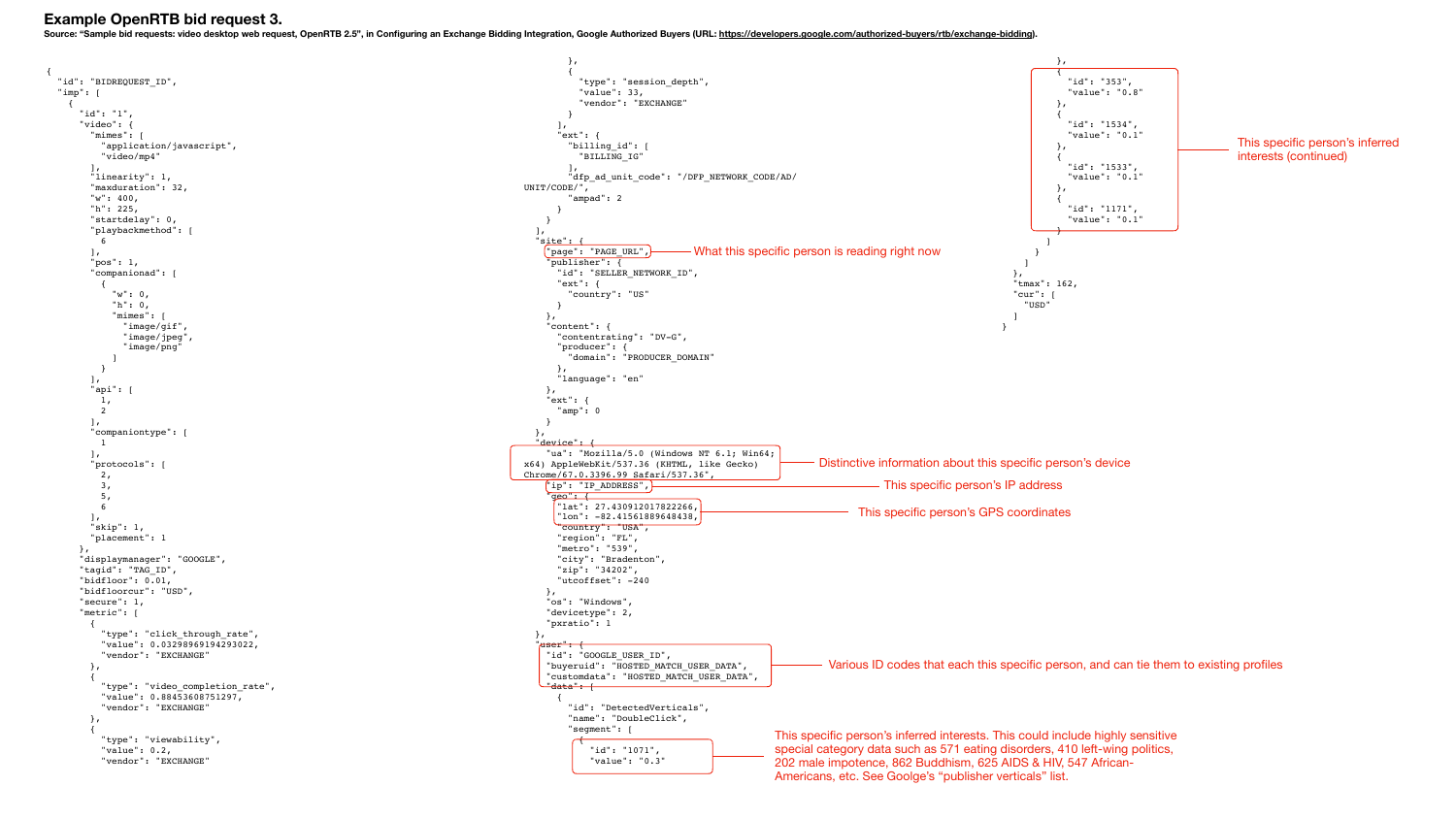# Example OpenRTB bid request 3.

**Source: "Sample bid requests: video desktop web request, OpenRTB 2.5", in Configuring an Exchange Bidding Integration, Google Authorized Buyers (URL: https://developers.google.com/authorized-buyers/rtb/exchange-bidding).**

```
{
  "id": "BIDREQUEST_ID",
  "imp": [
    {
      "id": "1",
      "video": {
        "mimes": [
          "application/javascript",
          "video/mp4"
        ],
        "linearity": 1,
        "maxduration": 32,
        "w": 400,
        "h": 225,
        "startdelay": 0,
        "playbackmethod": [
          6
        ],
        "pos": 1,
        "companionad": [
          {
            "w": 0,
            "h": 0,
            "mimes": [
              "image/gif",
              "image/jpeg",
              "image/png"
            ]
          }
        ],
        "api": [
          1,
          2
        ],
        "companiontype": [
          1
        ],
        "protocols": [
          2,
          3,
          5,
          6
        ],
        "skip": 1,
        "placement": 1
      },
      "displaymanager": "GOOGLE",
      "tagid": "TAG_ID",
      "bidfloor": 0.01,
      "bidfloorcur": "USD",
      "secure": 1,
      "metric": [
        {
          "type": "click_through_rate",
          "value": 0.032989691942930022,
          "vendor": "EXCHANGE"
        },
        {
          "type": "video_completion_rate",
          "value": 0.88453608751297,
          "vendor": "EXCHANGE"
        },
        {
          "type": "viewability",
          "value": 0.2,
          "vendor": "EXCHANGE"
        },
        {
          "type": "session_depth",
          "value": 33,
          "vendor": "EXCHANGE"
        }
      ],
      "ext": {
        "billing_id": [
          "BILLING_IG"
        ],
        "dfp_ad_unit_code": "/DFP_NETWORK_CODE/AD/UNIT/CODE/",
        "ampad": 2
      }
    }
  ],
  "site": {
    "page": "PAGE_URL",          <-- What this specific person is reading right now
    "publisher": {
      "id": "SELLER_NETWORK_ID",
      "ext": {
        "country": "US"
      }
    },
    "content": {
      "contentrating": "DV-G",
      "producer": {
        "domain": "PRODUCER_DOMAIN"
      },
      "language": "en"
    },
    "ext": {
      "amp": 0
    }
  },
  "device": {
    "ua": "Mozilla/5.0 (Windows NT 6.1; Win64; x64) AppleWebKit/537.36 (KHTML, like Gecko) Chrome/67.0.3396.99 Safari/537.36",
                                 <-- Distinctive information about this specific person's device
    "ip": "IP_ADDRESS",          <-- This specific person's IP address
    "geo": {
      "lat": 27.430912017822266,
      "lon": -82.41561889648438, <-- This specific person's GPS coordinates
      "country": "USA",
      "region": "FL",
      "metro": "539",
      "city": "Bradenton",
      "zip": "34202",
      "utcoffset": -240
    },
    "os": "Windows",
    "devicetype": 2,
    "pxratio": 1
  },
  "user": {
    "id": "GOOGLE_USER_ID",
    "buyeruid": "HOSTED_MATCH_USER_DATA",
    "customdata": "HOSTED_MATCH_USER_DATA",
                                 <-- Various ID codes that each this specific person, and can tie them to existing profiles
    "data": [
      {
        "id": "DetectedVerticals",
        "name": "DoubleClick",
        "segment": [
          {
            "id": "1071",
            "value": "0.3"        <-- This specific person's inferred interests. This could include highly sensitive
                                      special category data such as 571 eating disorders, 410 left-wing politics,
                                      202 male impotence, 862 Buddhism, 625 AIDS & HIV, 547 African-
                                      Americans, etc. See Goolge's "publisher verticals" list.
          },
          {
            "id": "353",
            "value": "0.8"
          },
          {
            "id": "1534",
            "value": "0.1"
          },
          {
            "id": "1533",
            "value": "0.1"
          },
          {
            "id": "1171",
            "value": "0.1"        <-- This specific person's inferred interests (continued)
          }
        ]
      }
    ]
  },
  "tmax": 162,
  "cur": [
    "USD"
  ]
}
```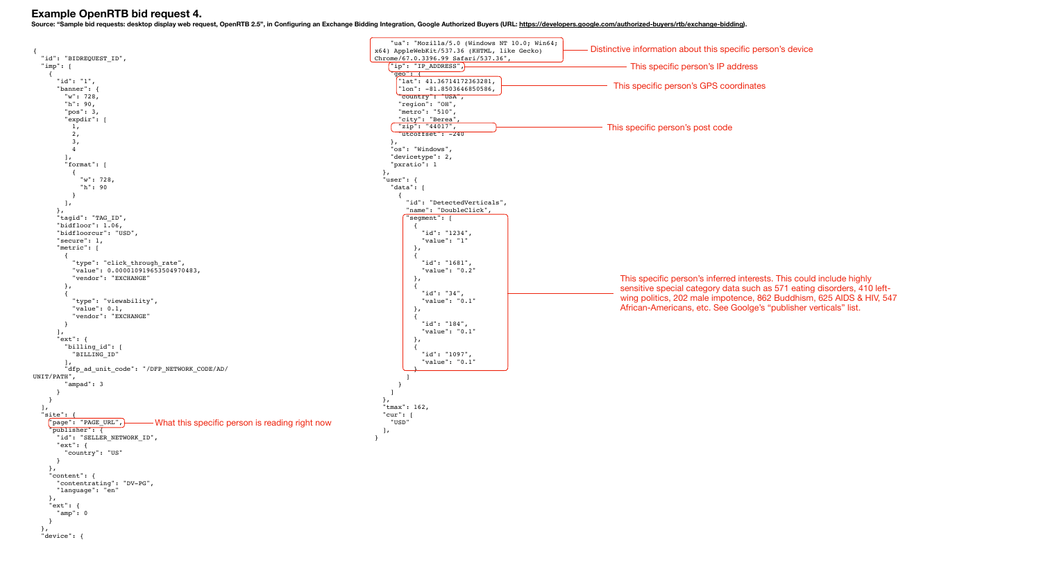# Example OpenRTB bid request 4.

**Source: "Sample bid requests: desktop display web request, OpenRTB 2.5", in Configuring an Exchange Bidding Integration, Google Authorized Buyers (URL: https://developers.google.com/authorized-buyers/rtb/exchange-bidding).**

```
{
  "id": "BIDREQUEST_ID",
  "imp": [
    {
      "id": "1",
      "banner": {
        "w": 728,
        "h": 90,
        "pos": 3,
        "expdir": [
          1,
          2,
          3,
          4
        ],
        "format": [
          {
            "w": 728,
            "h": 90
          }
        ]
      },
      "tagid": "TAG_ID",
      "bidfloor": 1.06,
      "bidfloorcur": "USD",
      "secure": 1,
      "metric": [
        {
          "type": "click_through_rate",
          "value": 0.000010919653504970483,
          "vendor": "EXCHANGE"
        },
        {
          "type": "viewability",
          "value": 0.1,
          "vendor": "EXCHANGE"
        }
      ],
      "ext": {
        "billing_id": [
          "BILLING_ID"
        ],
        "dfp_ad_unit_code": "/DFP_NETWORK_CODE/AD/
UNIT/PATH",
        "ampad": 3
      }
    }
  ],
  "site": {
    "page": "PAGE_URL",
    "publisher": {
      "id": "SELLER_NETWORK_ID",
      "ext": {
        "country": "US"
      }
    },
    "content": {
      "contentrating": "DV-PG",
      "language": "en"
    },
    "ext": {
      "amp": 0
    }
  },
  "device": {
      "ua": "Mozilla/5.0 (Windows NT 10.0; Win64;
x64) AppleWebKit/537.36 (KHTML, like Gecko)
Chrome/67.0.3396.99 Safari/537.36",
    "ip": "IP_ADDRESS",
    "geo": {
      "lat": 41.36714172363281,
      "lon": -81.85036468505886,
      "country": "USA",
      "region": "OH",
      "metro": "510",
      "city": "Berea",
      "zip": "44017",
      "utcoffset": -240
    },
    "os": "Windows",
    "devicetype": 2,
    "pxratio": 1
  },
  "user": {
    "data": [
      {
        "id": "DetectedVerticals",
        "name": "DoubleClick",
        "segment": [
          {
            "id": "1234",
            "value": "1"
          },
          {
            "id": "1681",
            "value": "0.2"
          },
          {
            "id": "34",
            "value": "0.1"
          },
          {
            "id": "184",
            "value": "0.1"
          },
          {
            "id": "1097",
            "value": "0.1"
          }
        ]
      }
    ]
  },
  "tmax": 162,
  "cur": [
    "USD"
  ],
}
```

Annotations:

- "page": "PAGE_URL" — What this specific person is reading right now
- "ua" — Distinctive information about this specific person's device
- "ip" — This specific person's IP address
- "lat" / "lon" — This specific person's GPS coordinates
- "zip" — This specific person's post code
- "segment" — This specific person's inferred interests. This could include highly sensitive special category data such as 571 eating disorders, 410 left-wing politics, 202 male impotence, 862 Buddhism, 625 AIDS & HIV, 547 African-Americans, etc. See Goolge's "publisher verticals" list.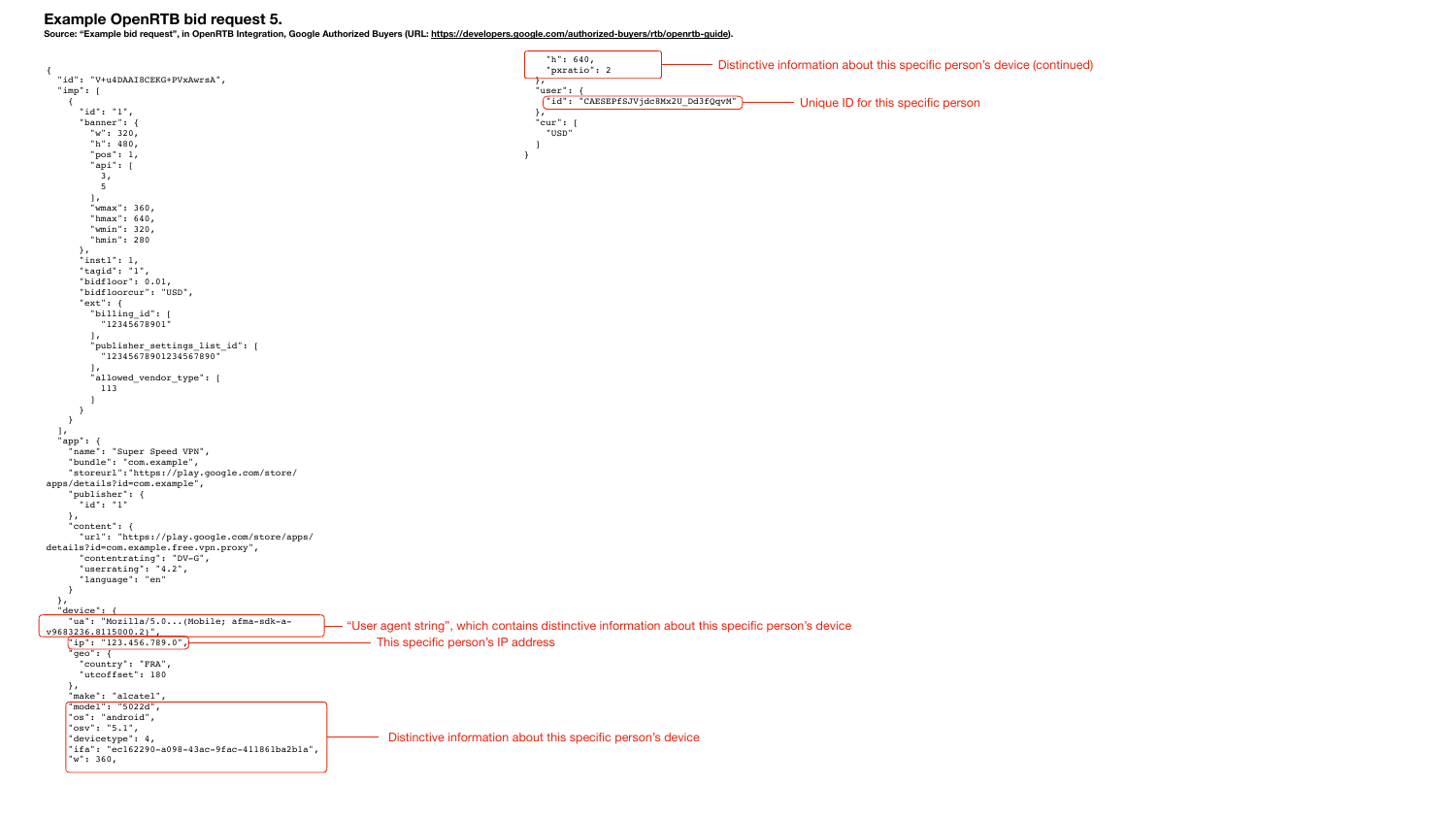# Example OpenRTB bid request 5.

**Source: "Example bid request", in OpenRTB Integration, Google Authorized Buyers (URL: https://developers.google.com/authorized-buyers/rtb/openrtb-guide).**

```
{
  "id": "V+u4DAAI8CEKG+PVxAwrsA",
  "imp": [
    {
      "id": "1",
      "banner": {
        "w": 320,
        "h": 480,
        "pos": 1,
        "api": [
          3,
          5
        ],
        "wmax": 360,
        "hmax": 640,
        "wmin": 320,
        "hmin": 280
      },
      "instl": 1,
      "tagid": "1",
      "bidfloor": 0.01,
      "bidfloorcur": "USD",
      "ext": {
        "billing_id": [
          "12345678901"
        ],
        "publisher_settings_list_id": [
          "12345678901234567890"
        ],
        "allowed_vendor_type": [
          113
        ]
      }
    }
  ],
  "app": {
    "name": "Super Speed VPN",
    "bundle": "com.example",
    "storeurl":"https://play.google.com/store/
apps/details?id=com.example",
    "publisher": {
      "id": "1"
    },
    "content": {
      "url": "https://play.google.com/store/apps/
details?id=com.example.free.vpn.proxy",
      "contentrating": "DV-G",
      "userrating": "4.2",
      "language": "en"
    }
  },
  "device": {
    "ua": "Mozilla/5.0...(Mobile; afma-sdk-a-
v9683236.8115000.2)",
    "ip": "123.456.789.0",
    "geo": {
      "country": "FRA",
      "utcoffset": 180
    },
    "make": "alcatel",
    "model": "5022d",
    "os": "android",
    "osv": "5.1",
    "devicetype": 4,
    "ifa": "ec162290-a098-43ac-9fac-411861ba2b1a",
    "w": 360,
    "h": 640,
    "pxratio": 2
  },
  "user": {
    "id": "CAESEPfSJVjdc8Mx2U_Dd3fQqvM"
  },
  "cur": [
    "USD"
  ]
}
```

Annotations:

- "ua" (User agent string): "User agent string", which contains distinctive information about this specific person's device
- "ip": This specific person's IP address
- "model", "os", "osv", "devicetype", "ifa", "w": Distinctive information about this specific person's device
- "h", "pxratio": Distinctive information about this specific person's device (continued)
- "user" "id": Unique ID for this specific person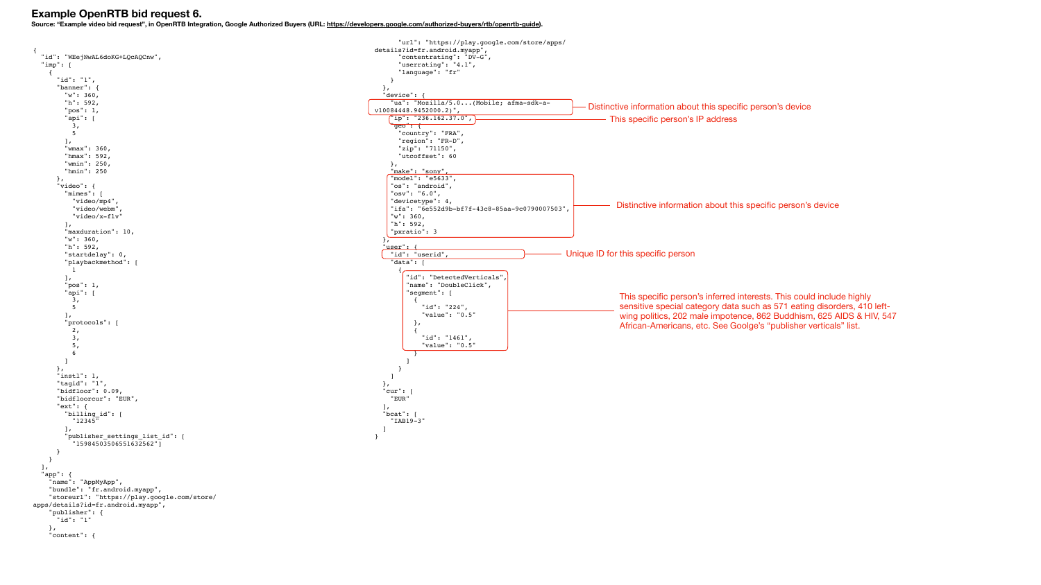# Example OpenRTB bid request 6.

**Source: "Example video bid request", in OpenRTB Integration, Google Authorized Buyers (URL: https://developers.google.com/authorized-buyers/rtb/openrtb-guide).**

```
{
  "id": "WEejNwAL6doKG+LQcAQCnw",
  "imp": [
    {
      "id": "1",
      "banner": {
        "w": 360,
        "h": 592,
        "pos": 1,
        "api": [
          3,
          5
        ],
        "wmax": 360,
        "hmax": 592,
        "wmin": 250,
        "hmin": 250
      },
      "video": {
        "mimes": [
          "video/mp4",
          "video/webm",
          "video/x-flv"
        ],
        "maxduration": 10,
        "w": 360,
        "h": 592,
        "startdelay": 0,
        "playbackmethod": [
          1
        ],
        "pos": 1,
        "api": [
          3,
          5
        ],
        "protocols": [
          2,
          3,
          5,
          6
        ]
      },
      "instl": 1,
      "tagid": "1",
      "bidfloor": 0.09,
      "bidfloorcur": "EUR",
      "ext": {
        "billing_id": [
          "12345"
        ],
        "publisher_settings_list_id": [
          "15984503506551632562"]
      }
    }
  ],
  "app": {
    "name": "AppMyApp",
    "bundle": "fr.android.myapp",
    "storeurl": "https://play.google.com/store/
apps/details?id=fr.android.myapp",
    "publisher": {
      "id": "1"
    },
    "content": {
      "url": "https://play.google.com/store/apps/
details?id=fr.android.myapp",
      "contentrating": "DV-G",
      "userrating": "4.1",
      "language": "fr"
    }
  },
  "device": {
    "ua": "Mozilla/5.0...(Mobile; afma-sdk-a-
v10084448.9452000.2)",
    "ip": "236.162.37.0",
    "geo": {
      "country": "FRA",
      "region": "FR-D",
      "zip": "71150",
      "utcoffset": 60
    },
    "make": "sony",
    "model": "e5633",
    "os": "android",
    "osv": "6.0",
    "devicetype": 4,
    "ifa": "6e552d9b-bf7f-43c8-85aa-9c0790007503",
    "w": 360,
    "h": 592,
    "pxratio": 3
  },
  "user": {
    "id": "userid",
    "data": [
      {
        "id": "DetectedVerticals",
        "name": "DoubleClick",
        "segment": [
          {
            "id": "224",
            "value": "0.5"
          },
          {
            "id": "1461",
            "value": "0.5"
          }
        ]
      }
    ]
  },
  "cur": [
    "EUR"
  ],
  "bcat": [
    "IAB19-3"
  ]
}
```

Annotations:

- "ua" field: Distinctive information about this specific person's device
- "ip" field: This specific person's IP address
- "model" through "pxratio" fields: Distinctive information about this specific person's device
- "user" "id" field: Unique ID for this specific person
- "data" segment fields: This specific person's inferred interests. This could include highly sensitive special category data such as 571 eating disorders, 410 left-wing politics, 202 male impotence, 862 Buddhism, 625 AIDS & HIV, 547 African-Americans, etc. See Goolge's "publisher verticals" list.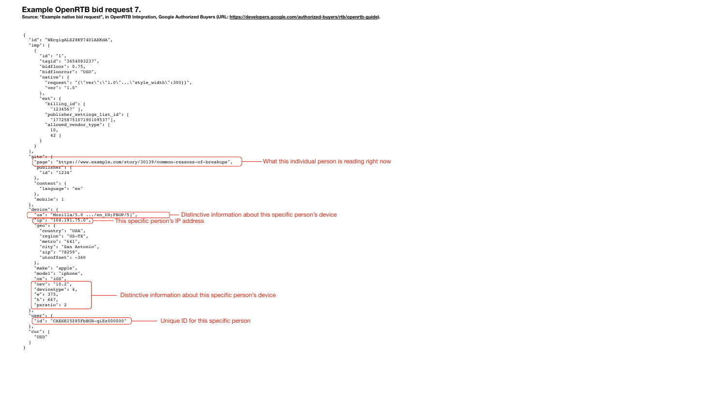# Example OpenRTB bid request 7.

**Source: "Example native bid request", in OpenRTB Integration, Google Authorized Buyers (URL: https://developers.google.com/authorized-buyers/rtb/openrtb-guide).**

```
{
  "id": "WEcgigALZ28KT74DlAEKdA",
  "imp": [
    {
      "id": "1",
      "tagid": "3654083237",
      "bidfloor": 0.75,
      "bidfloorcur": "USD",
      "native": {
        "request": "{\"ver\":\"1.0\"...\"style_width\":300}}",
        "ver": "1.0"
      },
      "ext": {
        "billing_id": [
          "1234567" ],
        "publisher_settings_list_id": [
          "17725875107190109537"],
        "allowed_vendor_type": [
          10,
          42 ]
      }
    }
  ],
  "site": {
    "page": "https://www.example.com/story/30139/common-reasons-of-breakups",   ← What this individual person is reading right now
    "publisher": {
      "id": "1234"
    },
    "content": {
      "language": "en"
    },
    "mobile": 1
  },
  "device": {
    "ua": "Mozilla/5.0 .../en_US;FBOP/5]",   ← Distinctive information about this specific person's device
    "ip": "104.191.75.0",   ← This specific person's IP address
    "geo": {
      "country": "USA",
      "region": "US-TX",
      "metro": "641",
      "city": "San Antonio",
      "zip": "78259",
      "utcoffset": -360
    },
    "make": "apple",
    "model": "iphone",
    "os": "iOS",
    "osv": "10.2",          ┐
    "devicetype": 4,        │
    "w": 375,               ├ Distinctive information about this specific person's device
    "h": 667,               │
    "pxratio": 2            ┘
  },
  "user": {
    "id": "CAESEI5Z85FbBUR-qiEz000000"   ← Unique ID for this specific person
  },
  "cur": [
    "USD"
  ]
}
```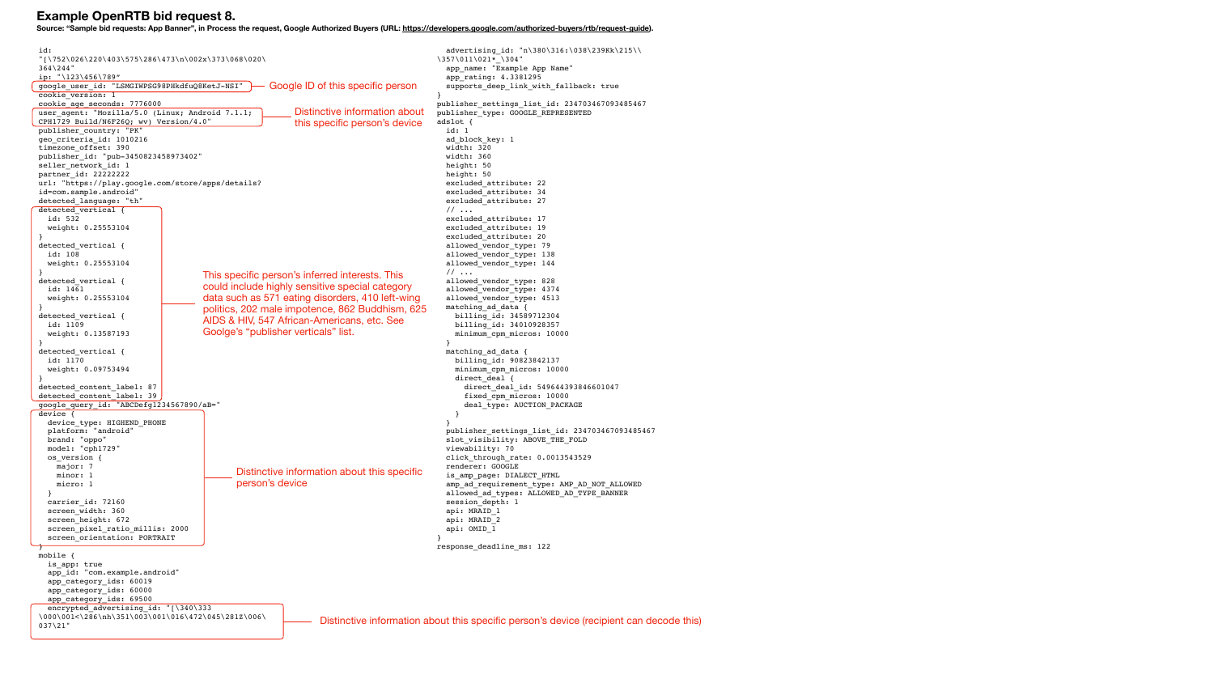## Example OpenRTB bid request 8.

**Source: "Sample bid requests: App Banner", in Process the request, Google Authorized Buyers (URL: https://developers.google.com/authorized-buyers/rtb/request-guide).**

```
id:
"[\752\026\220\403\575\286\473\n\002x\373\068\020\
364\244"
ip: "\123\456\789"
google_user_id: "LSMGIWPSG98PHkdfuQ8KetJ-NSI"
cookie_version: 1
cookie_age_seconds: 7776000
user_agent: "Mozilla/5.0 (Linux; Android 7.1.1;
CPH1729 Build/N6F26Q; wv) Version/4.0"
publisher_country: "PK"
geo_criteria_id: 1010216
timezone_offset: 390
publisher_id: "pub-3450823458973402"
seller_network_id: 1
partner_id: 22222222
url: "https://play.google.com/store/apps/details?
id=com.sample.android"
detected_language: "th"
detected_vertical {
  id: 532
  weight: 0.25553104
}
detected_vertical {
  id: 108
  weight: 0.25553104
}
detected_vertical {
  id: 1461
  weight: 0.25553104
}
detected_vertical {
  id: 1109
  weight: 0.13587193
}
detected_vertical {
  id: 1170
  weight: 0.09753494
}
detected_content_label: 87
detected_content_label: 39
google_query_id: "ABCDefg1234567890/aB="
device {
  device_type: HIGHEND_PHONE
  platform: "android"
  brand: "oppo"
  model: "cph1729"
  os_version {
    major: 7
    minor: 1
    micro: 1
  }
  carrier_id: 72160
  screen_width: 360
  screen_height: 672
  screen_pixel_ratio_millis: 2000
  screen_orientation: PORTRAIT
}
mobile {
  is_app: true
  app_id: "com.example.android"
  app_category_ids: 60019
  app_category_ids: 60000
  app_category_ids: 69500
  encrypted_advertising_id: "[\340\333
\000\001<\286\nh\351\003\001\016\472\045\281Z\006\
037\21"
  advertising_id: "n\380\316:\038\239Kk\215\\
\357\011\021*_\304"
  app_name: "Example App Name"
  app_rating: 4.3381295
  supports_deep_link_with_fallback: true
}
publisher_settings_list_id: 234703467093485467
publisher_type: GOOGLE_REPRESENTED
adslot {
  id: 1
  ad_block_key: 1
  width: 320
  width: 360
  height: 50
  height: 50
  excluded_attribute: 22
  excluded_attribute: 34
  excluded_attribute: 27
  // ...
  excluded_attribute: 17
  excluded_attribute: 19
  excluded_attribute: 20
  allowed_vendor_type: 79
  allowed_vendor_type: 138
  allowed_vendor_type: 144
  // ...
  allowed_vendor_type: 828
  allowed_vendor_type: 4374
  allowed_vendor_type: 4513
  matching_ad_data {
    billing_id: 34589712304
    billing_id: 34010928357
    minimum_cpm_micros: 10000
  }
  matching_ad_data {
    billing_id: 90823842137
    minimum_cpm_micros: 10000
    direct_deal {
      direct_deal_id: 549644393846601047
      fixed_cpm_micros: 10000
      deal_type: AUCTION_PACKAGE
    }
  }
  publisher_settings_list_id: 234703467093485467
  slot_visibility: ABOVE_THE_FOLD
  viewability: 70
  click_through_rate: 0.0013543529
  renderer: GOOGLE
  is_amp_page: DIALECT_HTML
  amp_ad_requirement_type: AMP_AD_NOT_ALLOWED
  allowed_ad_types: ALLOWED_AD_TYPE_BANNER
  session_depth: 1
  api: MRAID_1
  api: MRAID_2
  api: OMID_1
}
response_deadline_ms: 122
```

Annotations:

- google_user_id: Google ID of this specific person
- user_agent: Distinctive information about this specific person's device
- detected_vertical: This specific person's inferred interests. This could include highly sensitive special category data such as 571 eating disorders, 410 left-wing politics, 202 male impotence, 862 Buddhism, 625 AIDS & HIV, 547 African-Americans, etc. See Goolge's "publisher verticals" list.
- device: Distinctive information about this specific person's device
- encrypted_advertising_id: Distinctive information about this specific person's device (recipient can decode this)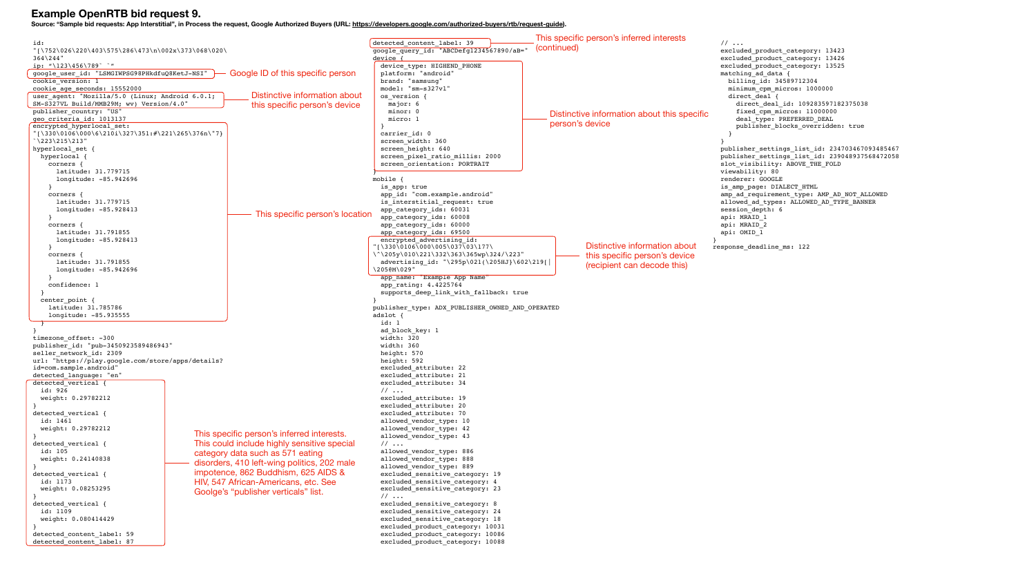## Example OpenRTB bid request 9.

**Source: "Sample bid requests: App Interstitial", in Process the request, Google Authorized Buyers (URL: https://developers.google.com/authorized-buyers/rtb/request-guide).**

```
id:
"[\752\026\220\403\575\286\473\n\002x\373\068\020\
364\244"
ip: "\123\456\789` ~"
google_user_id: "LSMGIWPSG98PHkdfuQ8KetJ-NSI"
cookie_version: 1
cookie_age_seconds: 15552000
user_agent: "Mozilla/5.0 (Linux; Android 6.0.1;
SM-S327VL Build/MMB29M; wv) Version/4.0"
publisher_country: "US"
geo_criteria_id: 1013137
encrypted_hyperlocal_set:
"{\330\0106\000\6\210i\327\351:#\221\265\376n\"7}
`\223\215\213"
hyperlocal_set {
  hyperlocal {
    corners {
      latitude: 31.779715
      longitude: -85.942696
    }
    corners {
      latitude: 31.779715
      longitude: -85.928413
    }
    corners {
      latitude: 31.791855
      longitude: -85.928413
    }
    corners {
      latitude: 31.791855
      longitude: -85.942696
    }
    confidence: 1
  }
  center_point {
    latitude: 31.785786
    longitude: -85.935555
  }
}
timezone_offset: -300
publisher_id: "pub-3450923589486943"
seller_network_id: 2309
url: "https://play.google.com/store/apps/details?
id=com.sample.android"
detected_language: "en"
detected_vertical {
  id: 926
  weight: 0.29782212
}
detected_vertical {
  id: 1461
  weight: 0.29782212
}
detected_vertical {
  id: 105
  weight: 0.24140838
}
detected_vertical {
  id: 1173
  weight: 0.08253295
}
detected_vertical {
  id: 1109
  weight: 0.080414429
}
detected_content_label: 59
detected_content_label: 87
detected_content_label: 39
google_query_id: "ABCDefg1234567890/aB="
device {
  device_type: HIGHEND_PHONE
  platform: "android"
  brand: "samsung"
  model: "sm-s327vl"
  os_version {
    major: 6
    minor: 0
    micro: 1
  }
  carrier_id: 0
  screen_width: 360
  screen_height: 640
  screen_pixel_ratio_millis: 2000
  screen_orientation: PORTRAIT
}
mobile {
  is_app: true
  app_id: "com.example.android"
  is_interstitial_request: true
  app_category_ids: 60031
  app_category_ids: 60008
  app_category_ids: 60000
  app_category_ids: 69500
  encrypted_advertising_id:
"[\330\0106\000\005\037\03\177\
\^\205y\010\221\332\363\365wp\324/\223"
  advertising_id: "\295p\021(\205HJ}\602\219[|
\205@M\029"
  app_name: "Example App Name"
  app_rating: 4.4225764
  supports_deep_link_with_fallback: true
}
publisher_type: ADX_PUBLISHER_OWNED_AND_OPERATED
adslot {
  id: 1
  ad_block_key: 1
  width: 320
  width: 360
  height: 570
  height: 592
  excluded_attribute: 22
  excluded_attribute: 21
  excluded_attribute: 34
  // ...
  excluded_attribute: 19
  excluded_attribute: 20
  excluded_attribute: 70
  allowed_vendor_type: 10
  allowed_vendor_type: 42
  allowed_vendor_type: 43
  // ...
  allowed_vendor_type: 886
  allowed_vendor_type: 888
  allowed_vendor_type: 889
  excluded_sensitive_category: 19
  excluded_sensitive_category: 4
  excluded_sensitive_category: 23
  // ...
  excluded_sensitive_category: 8
  excluded_sensitive_category: 24
  excluded_sensitive_category: 18
  excluded_product_category: 10031
  excluded_product_category: 10086
  excluded_product_category: 10088
  // ...
  excluded_product_category: 13423
  excluded_product_category: 13426
  excluded_product_category: 13525
  matching_ad_data {
    billing_id: 34589712304
    minimum_cpm_micros: 1000000
    direct_deal {
      direct_deal_id: 109283597182375038
      fixed_cpm_micros: 11000000
      deal_type: PREFERRED_DEAL
      publisher_blocks_overridden: true
    }
  }
  publisher_settings_list_id: 234703467093485467
  publisher_settings_list_id: 239048937568472058
  slot_visibility: ABOVE_THE_FOLD
  viewability: 80
  renderer: GOOGLE
  is_amp_page: DIALECT_HTML
  amp_ad_requirement_type: AMP_AD_NOT_ALLOWED
  allowed_ad_types: ALLOWED_AD_TYPE_BANNER
  session_depth: 6
  api: MRAID_1
  api: MRAID_2
  api: OMID_1
}
response_deadline_ms: 122
```

Annotations:

- google_user_id — Google ID of this specific person
- user_agent — Distinctive information about this specific person's device
- encrypted_hyperlocal_set / hyperlocal_set — This specific person's location
- detected_vertical / detected_content_label — This specific person's inferred interests. This could include highly sensitive special category data such as 571 eating disorders, 410 left-wing politics, 202 male impotence, 862 Buddhism, 625 AIDS & HIV, 547 African-Americans, etc. See Goolge's "publisher verticals" list.
- detected_content_label: 39 — This specific person's inferred interests (continued)
- device — Distinctive information about this specific person's device
- encrypted_advertising_id / advertising_id — Distinctive information about this specific person's device (recipient can decode this)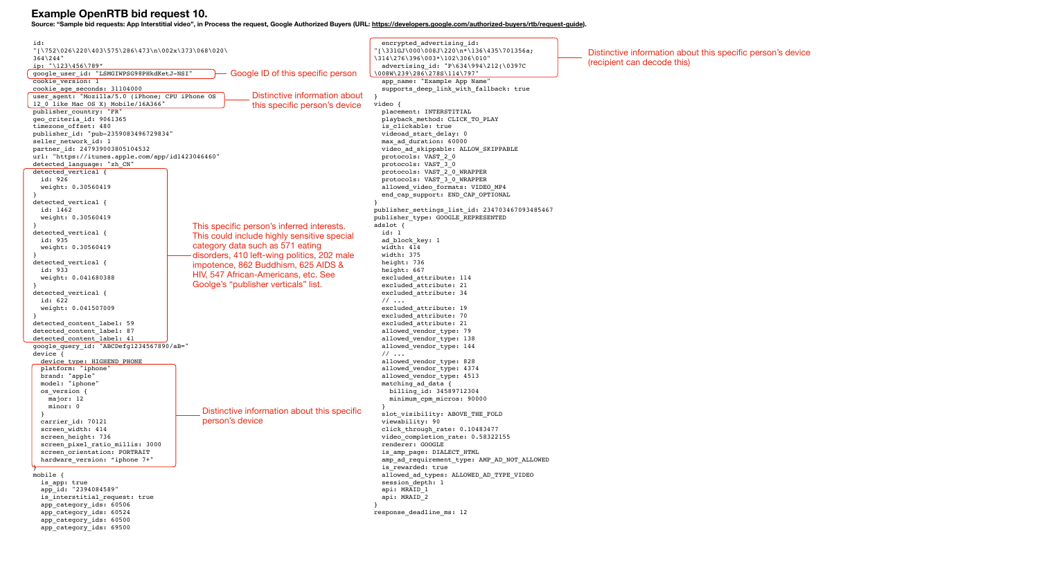# Example OpenRTB bid request 10.

**Source: "Sample bid requests: App Interstitial video", in Process the request, Google Authorized Buyers (URL: https://developers.google.com/authorized-buyers/rtb/request-guide).**

```
id:
"[\752\026\220\403\575\286\473\n\002x\373\068\020\
364\244"
ip: "\123\456\789"
google_user_id: "LSMGIWPSG98PHkdKetJ-NSI"
cookie_version: 1
cookie_age_seconds: 31104000
user_agent: "Mozilla/5.0 (iPhone; CPU iPhone OS
12_0 like Mac OS X) Mobile/16A366"
publisher_country: "FR"
geo_criteria_id: 9061365
timezone_offset: 480
publisher_id: "pub-2359083496729834"
seller_network_id: 1
partner_id: 247939003805104532
url: "https://itunes.apple.com/app/id1423046460"
detected_language: "zh_CN"
detected_vertical {
  id: 926
  weight: 0.30560419
}
detected_vertical {
  id: 1462
  weight: 0.30560419
}
detected_vertical {
  id: 935
  weight: 0.30560419
}
detected_vertical {
  id: 933
  weight: 0.041680388
}
detected_vertical {
  id: 622
  weight: 0.041507009
}
detected_content_label: 59
detected_content_label: 87
detected_content_label: 41
google_query_id: "ABCDefg1234567890/aB="
device {
  device_type: HIGHEND_PHONE
  platform: "iphone"
  brand: "apple"
  model: "iphone"
  os_version {
    major: 12
    minor: 0
  }
  carrier_id: 70121
  screen_width: 414
  screen_height: 736
  screen_pixel_ratio_millis: 3000
  screen_orientation: PORTRAIT
  hardware_version: "iphone 7+"
}
mobile {
  is_app: true
  app_id: "2394084589"
  is_interstitial_request: true
  app_category_ids: 60506
  app_category_ids: 60524
  app_category_ids: 60500
  app_category_ids: 69500
  encrypted_advertising_id:
"[\331GJ\000\008J\220\n*\136\435\701356a;
\314\276\396\003*\102\306\010"
  advertising_id: "P\634\994\212(\0397C
\008W\239\286\278S\114\797"
  app_name: "Example App Name"
  supports_deep_link_with_fallback: true
}
video {
  placement: INTERSTITIAL
  playback_method: CLICK_TO_PLAY
  is_clickable: true
  videoad_start_delay: 0
  max_ad_duration: 60000
  video_ad_skippable: ALLOW_SKIPPABLE
  protocols: VAST_2_0
  protocols: VAST_3_0
  protocols: VAST_2_0_WRAPPER
  protocols: VAST_3_0_WRAPPER
  allowed_video_formats: VIDEO_MP4
  end_cap_support: END_CAP_OPTIONAL
}
publisher_settings_list_id: 234703467093485467
publisher_type: GOOGLE_REPRESENTED
adslot {
  id: 1
  ad_block_key: 1
  width: 414
  width: 375
  height: 736
  height: 667
  excluded_attribute: 114
  excluded_attribute: 21
  excluded_attribute: 34
  // ...
  excluded_attribute: 19
  excluded_attribute: 70
  excluded_attribute: 21
  allowed_vendor_type: 79
  allowed_vendor_type: 138
  allowed_vendor_type: 144
  // ...
  allowed_vendor_type: 828
  allowed_vendor_type: 4374
  allowed_vendor_type: 4513
  matching_ad_data {
    billing_id: 34589712304
    minimum_cpm_micros: 90000
  }
  slot_visibility: ABOVE_THE_FOLD
  viewability: 90
  click_through_rate: 0.10483477
  video_completion_rate: 0.58322155
  renderer: GOOGLE
  is_amp_page: DIALECT_HTML
  amp_ad_requirement_type: AMP_AD_NOT_ALLOWED
  is_rewarded: true
  allowed_ad_types: ALLOWED_AD_TYPE_VIDEO
  session_depth: 1
  api: MRAID_1
  api: MRAID_2
}
response_deadline_ms: 12
```

Annotations:

- google_user_id → Google ID of this specific person
- user_agent → Distinctive information about this specific person's device
- detected_vertical / detected_content_label → This specific person's inferred interests. This could include highly sensitive special category data such as 571 eating disorders, 410 left-wing politics, 202 male impotence, 862 Buddhism, 625 AIDS & HIV, 547 African-Americans, etc. See Goolge's "publisher verticals" list.
- device → Distinctive information about this specific person's device
- encrypted_advertising_id / advertising_id → Distinctive information about this specific person's device (recipient can decode this)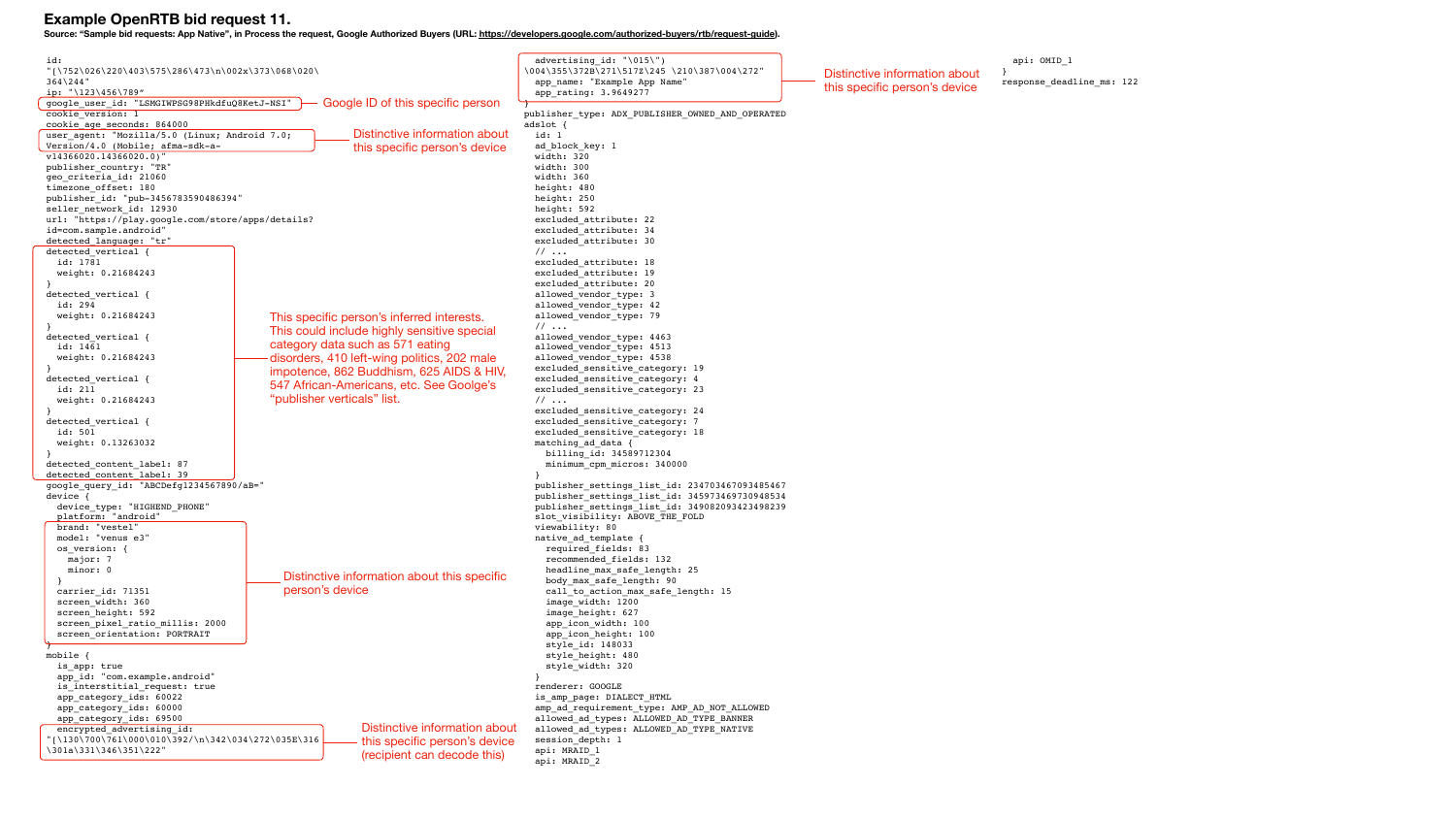# Example OpenRTB bid request 11.

**Source: "Sample bid requests: App Native", in Process the request, Google Authorized Buyers (URL: https://developers.google.com/authorized-buyers/rtb/request-guide).**

```
id:
"[\752\026\220\403\575\286\473\n\002x\373\068\020\
364\244"
ip: "\123\456\789"
google_user_id: "LSMGIWPSG98PHkdfuQ8KetJ-NSI"
cookie_version: 1
cookie_age_seconds: 864000
user_agent: "Mozilla/5.0 (Linux; Android 7.0;
Version/4.0 (Mobile; afma-sdk-a-
v14366020.14366020.0)"
publisher_country: "TR"
geo_criteria_id: 21060
timezone_offset: 180
publisher_id: "pub-3456783590486394"
seller_network_id: 12930
url: "https://play.google.com/store/apps/details?
id=com.sample.android"
detected_language: "tr"
detected_vertical {
  id: 1781
  weight: 0.21684243
}
detected_vertical {
  id: 294
  weight: 0.21684243
}
detected_vertical {
  id: 1461
  weight: 0.21684243
}
detected_vertical {
  id: 211
  weight: 0.21684243
}
detected_vertical {
  id: 501
  weight: 0.13263032
}
detected_content_label: 87
detected_content_label: 39
google_query_id: "ABCDefg1234567890/aB="
device {
  device_type: "HIGHEND_PHONE"
  platform: "android"
  brand: "vestel"
  model: "venus e3"
  os_version: {
    major: 7
    minor: 0
  }
  carrier_id: 71351
  screen_width: 360
  screen_height: 592
  screen_pixel_ratio_millis: 2000
  screen_orientation: PORTRAIT
}
mobile {
  is_app: true
  app_id: "com.example.android"
  is_interstitial_request: true
  app_category_ids: 60022
  app_category_ids: 60000
  app_category_ids: 69500
  encrypted_advertising_id:
"[\130\700\761\000\010\392/\n\342\034\272\035E\316
\301a\331\346\351\222"
  advertising_id: "\015\")
\004\355\372B\271\517Z\245 \210\387\004\272"
  app_name: "Example App Name"
  app_rating: 3.9649277
}
publisher_type: ADX_PUBLISHER_OWNED_AND_OPERATED
adslot {
  id: 1
  ad_block_key: 1
  width: 320
  width: 300
  width: 360
  height: 480
  height: 250
  height: 592
  excluded_attribute: 22
  excluded_attribute: 34
  excluded_attribute: 30
  // ...
  excluded_attribute: 18
  excluded_attribute: 19
  excluded_attribute: 20
  allowed_vendor_type: 3
  allowed_vendor_type: 42
  allowed_vendor_type: 79
  // ...
  allowed_vendor_type: 4463
  allowed_vendor_type: 4513
  allowed_vendor_type: 4538
  excluded_sensitive_category: 19
  excluded_sensitive_category: 4
  excluded_sensitive_category: 23
  // ...
  excluded_sensitive_category: 24
  excluded_sensitive_category: 7
  excluded_sensitive_category: 18
  matching_ad_data {
    billing_id: 34589712304
    minimum_cpm_micros: 340000
  }
  publisher_settings_list_id: 234703467093485467
  publisher_settings_list_id: 345973469730948534
  publisher_settings_list_id: 349082093423498239
  slot_visibility: ABOVE_THE_FOLD
  viewability: 80
  native_ad_template {
    required_fields: 83
    recommended_fields: 132
    headline_max_safe_length: 25
    body_max_safe_length: 90
    call_to_action_max_safe_length: 15
    image_width: 1200
    image_height: 627
    app_icon_width: 100
    app_icon_height: 100
    style_id: 148033
    style_height: 480
    style_width: 320
  }
  renderer: GOOGLE
  is_amp_page: DIALECT_HTML
  amp_ad_requirement_type: AMP_AD_NOT_ALLOWED
  allowed_ad_types: ALLOWED_AD_TYPE_BANNER
  allowed_ad_types: ALLOWED_AD_TYPE_NATIVE
  session_depth: 1
  api: MRAID_1
  api: MRAID_2
  api: OMID_1
}
response_deadline_ms: 122
```

Annotations:

- google_user_id: Google ID of this specific person
- user_agent: Distinctive information about this specific person's device
- detected_vertical / detected_content_label: This specific person's inferred interests. This could include highly sensitive special category data such as 571 eating disorders, 410 left-wing politics, 202 male impotence, 862 Buddhism, 625 AIDS & HIV, 547 African-Americans, etc. See Goolge's "publisher verticals" list.
- device (brand, model, os_version, carrier_id, screen): Distinctive information about this specific person's device
- encrypted_advertising_id: Distinctive information about this specific person's device (recipient can decode this)
- advertising_id, app_name, app_rating: Distinctive information about this specific person's device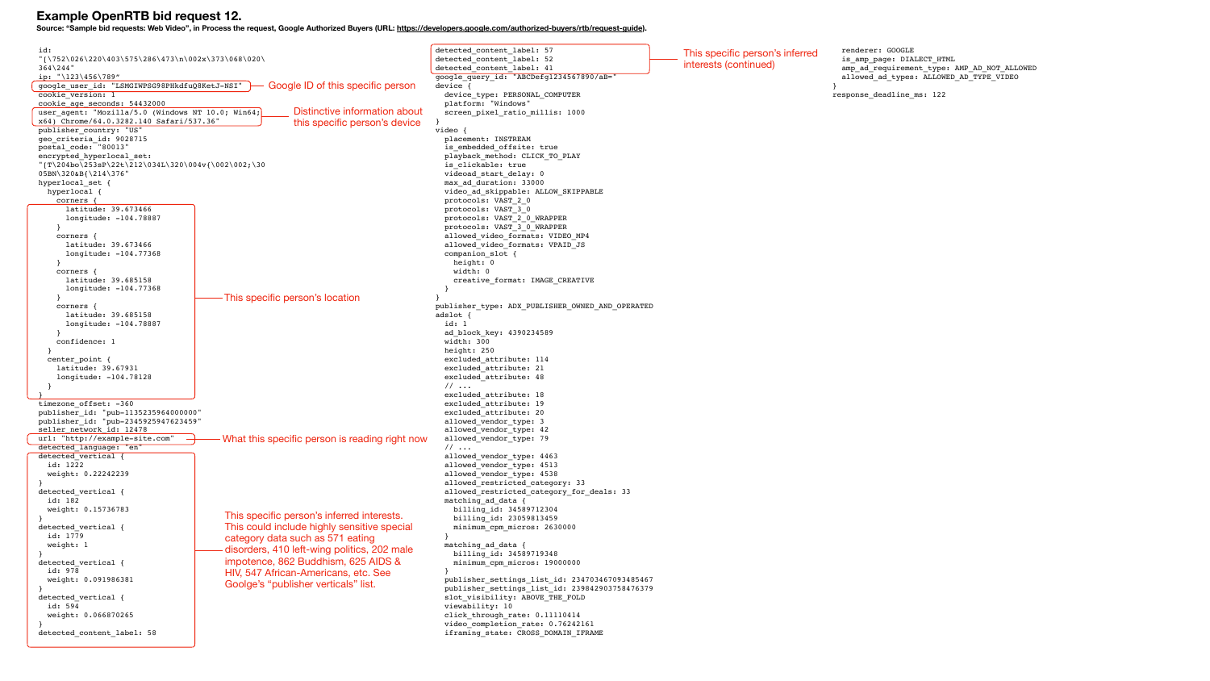# Example OpenRTB bid request 12.

**Source: "Sample bid requests: Web Video", in Process the request, Google Authorized Buyers (URL: https://developers.google.com/authorized-buyers/rtb/request-guide).**

```
id:
"[\752\026\220\403\575\286\473\n\002x\373\068\020\
364\244"
ip: "\123\456\789"
google_user_id: "LSMGIWPSG98PHkdfuQ8KetJ-NSI"
cookie_version: 1
cookie_age_seconds: 54432000
user_agent: "Mozilla/5.0 (Windows NT 10.0; Win64;
x64) Chrome/64.0.3282.140 Safari/537.36"
publisher_country: "US"
geo_criteria_id: 9028715
postal_code: "80013"
encrypted_hyperlocal_set:
"[T\204bo\253sP\22t\212\034L\320\004v{\002\002;\30
05BN\320&B{\214\376"
hyperlocal_set {
  hyperlocal {
    corners {
      latitude: 39.673466
      longitude: -104.78887
    }
    corners {
      latitude: 39.673466
      longitude: -104.77368
    }
    corners {
      latitude: 39.685158
      longitude: -104.77368
    }
    corners {
      latitude: 39.685158
      longitude: -104.78887
    }
    confidence: 1
  }
  center_point {
    latitude: 39.67931
    longitude: -104.78128
  }
}
timezone_offset: -360
publisher_id: "pub-1135235964000000"
publisher_id: "pub-2345925947623459"
seller_network_id: 12478
url: "http://example-site.com"
detected_language: "en"
detected_vertical {
  id: 1222
  weight: 0.22242239
}
detected_vertical {
  id: 182
  weight: 0.15736783
}
detected_vertical {
  id: 1779
  weight: 1
}
detected_vertical {
  id: 978
  weight: 0.091986381
}
detected_vertical {
  id: 594
  weight: 0.066870265
}
detected_content_label: 58
detected_content_label: 57
detected_content_label: 52
detected_content_label: 41
google_query_id: "ABCDefg1234567890/aB="
device {
  device_type: PERSONAL_COMPUTER
  platform: "Windows"
  screen_pixel_ratio_millis: 1000
}
video {
  placement: INSTREAM
  is_embedded_offsite: true
  playback_method: CLICK_TO_PLAY
  is_clickable: true
  videoad_start_delay: 0
  max_ad_duration: 33000
  video_ad_skippable: ALLOW_SKIPPABLE
  protocols: VAST_2_0
  protocols: VAST_3_0
  protocols: VAST_2_0_WRAPPER
  protocols: VAST_3_0_WRAPPER
  allowed_video_formats: VIDEO_MP4
  allowed_video_formats: VPAID_JS
  companion_slot {
    height: 0
    width: 0
    creative_format: IMAGE_CREATIVE
  }
}
publisher_type: ADX_PUBLISHER_OWNED_AND_OPERATED
adslot {
  id: 1
  ad_block_key: 4390234589
  width: 300
  height: 250
  excluded_attribute: 114
  excluded_attribute: 21
  excluded_attribute: 48
  // ...
  excluded_attribute: 18
  excluded_attribute: 19
  excluded_attribute: 20
  allowed_vendor_type: 3
  allowed_vendor_type: 42
  allowed_vendor_type: 79
  // ...
  allowed_vendor_type: 4463
  allowed_vendor_type: 4513
  allowed_vendor_type: 4538
  allowed_restricted_category: 33
  allowed_restricted_category_for_deals: 33
  matching_ad_data {
    billing_id: 34589712304
    billing_id: 23059813459
    minimum_cpm_micros: 2630000
  }
  matching_ad_data {
    billing_id: 34589719348
    minimum_cpm_micros: 19000000
  }
  publisher_settings_list_id: 234703467093485467
  publisher_settings_list_id: 239842903758476379
  slot_visibility: ABOVE_THE_FOLD
  viewability: 10
  click_through_rate: 0.11110414
  video_completion_rate: 0.76242161
  iframing_state: CROSS_DOMAIN_IFRAME
  renderer: GOOGLE
  is_amp_page: DIALECT_HTML
  amp_ad_requirement_type: AMP_AD_NOT_ALLOWED
  allowed_ad_types: ALLOWED_AD_TYPE_VIDEO
}
response_deadline_ms: 122
```

Annotations:

- `google_user_id` — Google ID of this specific person
- `user_agent` — Distinctive information about this specific person's device
- `hyperlocal_set` — This specific person's location
- `url` — What this specific person is reading right now
- `detected_vertical` / `detected_content_label` — This specific person's inferred interests. This could include highly sensitive special category data such as 571 eating disorders, 410 left-wing politics, 202 male impotence, 862 Buddhism, 625 AIDS & HIV, 547 African-Americans, etc. See Goolge's "publisher verticals" list.
- `detected_content_label` (continued) — This specific person's inferred interests (continued)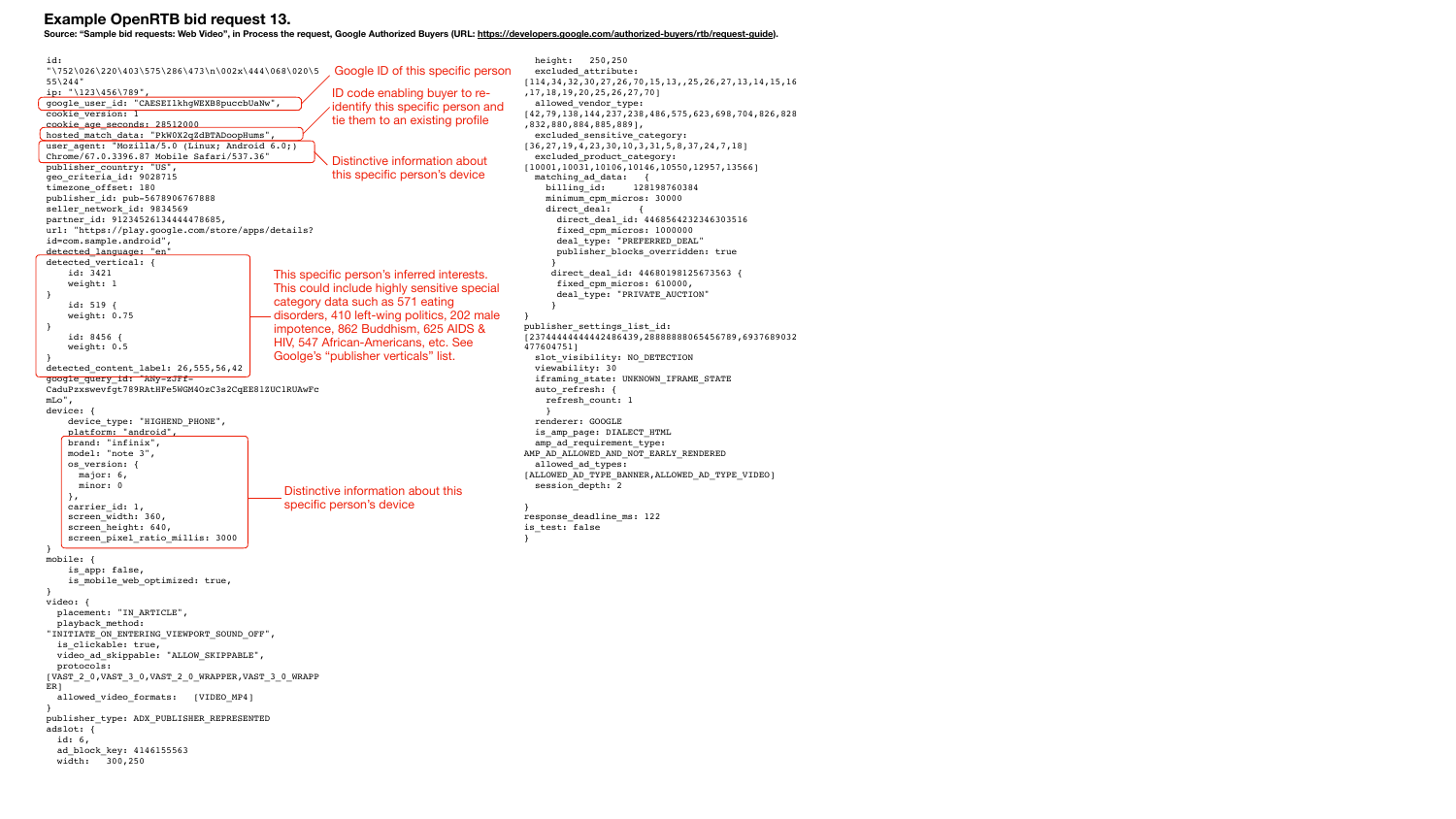# Example OpenRTB bid request 13.

**Source: "Sample bid requests: Web Video", in Process the request, Google Authorized Buyers (URL: https://developers.google.com/authorized-buyers/rtb/request-guide).**

```
id:
"\752\026\220\403\575\286\473\n\002x\444\068\020\5
55\244"
ip: "\123\456\789",
google_user_id: "CAESEIlkhgWEXB8puccbUaNw",
cookie_version: 1
cookie_age_seconds: 28512000
hosted_match_data: "PkW0X2gZdBTADoopHums",
user_agent: "Mozilla/5.0 (Linux; Android 6.0;)
Chrome/67.0.3396.87 Mobile Safari/537.36"
publisher_country: "US",
geo_criteria_id: 9028715
timezone_offset: 180
publisher_id: pub-5678906767888
seller_network_id: 9834569
partner_id: 91234526134444478685,
url: "https://play.google.com/store/apps/details?
id=com.sample.android",
detected_language: "en"
detected_vertical: {
    id: 3421
    weight: 1
}
    id: 519 {
    weight: 0.75
}
    id: 8456 {
    weight: 0.5
}
detected_content_label: 26,555,56,42
google_query_id: "ANy-zJrf-
CaduPzxswevfgt789RAtHFe5WGM4OzC3s2CqEE81ZUC1RUAwFc
mLo",
device: {
    device_type: "HIGHEND_PHONE",
    platform: "android",
    brand: "infinix",
    model: "note 3",
    os_version: {
      major: 6,
      minor: 0
    },
    carrier_id: 1,
    screen_width: 360,
    screen_height: 640,
    screen_pixel_ratio_millis: 3000
}
mobile: {
    is_app: false,
    is_mobile_web_optimized: true,
}
video: {
  placement: "IN_ARTICLE",
  playback_method:
"INITIATE_ON_ENTERING_VIEWPORT_SOUND_OFF",
  is_clickable: true,
  video_ad_skippable: "ALLOW_SKIPPABLE",
  protocols:
[VAST_2_0,VAST_3_0,VAST_2_0_WRAPPER,VAST_3_0_WRAPP
ER]
  allowed_video_formats:   [VIDEO_MP4]
}
publisher_type: ADX_PUBLISHER_REPRESENTED
adslot: {
  id: 6,
  ad_block_key: 4146155563
  width:   300,250
  height:   250,250
  excluded_attribute:
[114,34,32,30,27,26,70,15,13,,25,26,27,13,14,15,16
,17,18,19,20,25,26,27,70]
  allowed_vendor_type:
[42,79,138,144,237,238,486,575,623,698,704,826,828
,832,880,884,885,889],
  excluded_sensitive_category:
[36,27,19,4,23,30,10,3,31,5,8,37,24,7,18]
  excluded_product_category:
[10001,10031,10106,10146,10550,12957,13566]
  matching_ad_data:   {
    billing_id:     128198760384
    minimum_cpm_micros: 30000
    direct_deal:     {
      direct_deal_id: 4468564232346303516
      fixed_cpm_micros: 1000000
      deal_type: "PREFERRED_DEAL"
      publisher_blocks_overridden: true
    }
    direct_deal_id: 44680198125673563 {
     fixed_cpm_micros: 610000,
     deal_type: "PRIVATE_AUCTION"
    }
}
publisher_settings_list_id:
[2374444444442486439,28888888065456789,6937689032
477604751]
  slot_visibility: NO_DETECTION
  viewability: 30
  iframing_state: UNKNOWN_IFRAME_STATE
  auto_refresh: {
    refresh_count: 1
    }
  renderer: GOOGLE
  is_amp_page: DIALECT_HTML
  amp_ad_requirement_type:
AMP_AD_ALLOWED_AND_NOT_EARLY_RENDERED
  allowed_ad_types:
[ALLOWED_AD_TYPE_BANNER,ALLOWED_AD_TYPE_VIDEO]
  session_depth: 2

}
response_deadline_ms: 122
is_test: false
}
```

Annotations:

- google_user_id: Google ID of this specific person
- hosted_match_data: ID code enabling buyer to re-identify this specific person and tie them to an existing profile
- user_agent: Distinctive information about this specific person's device
- detected_vertical / detected_content_label: This specific person's inferred interests. This could include highly sensitive special category data such as 571 eating disorders, 410 left-wing politics, 202 male impotence, 862 Buddhism, 625 AIDS & HIV, 547 African-Americans, etc. See Goolge's "publisher verticals" list.
- device (brand, model, os_version, carrier_id, screen_width, screen_height, screen_pixel_ratio_millis): Distinctive information about this specific person's device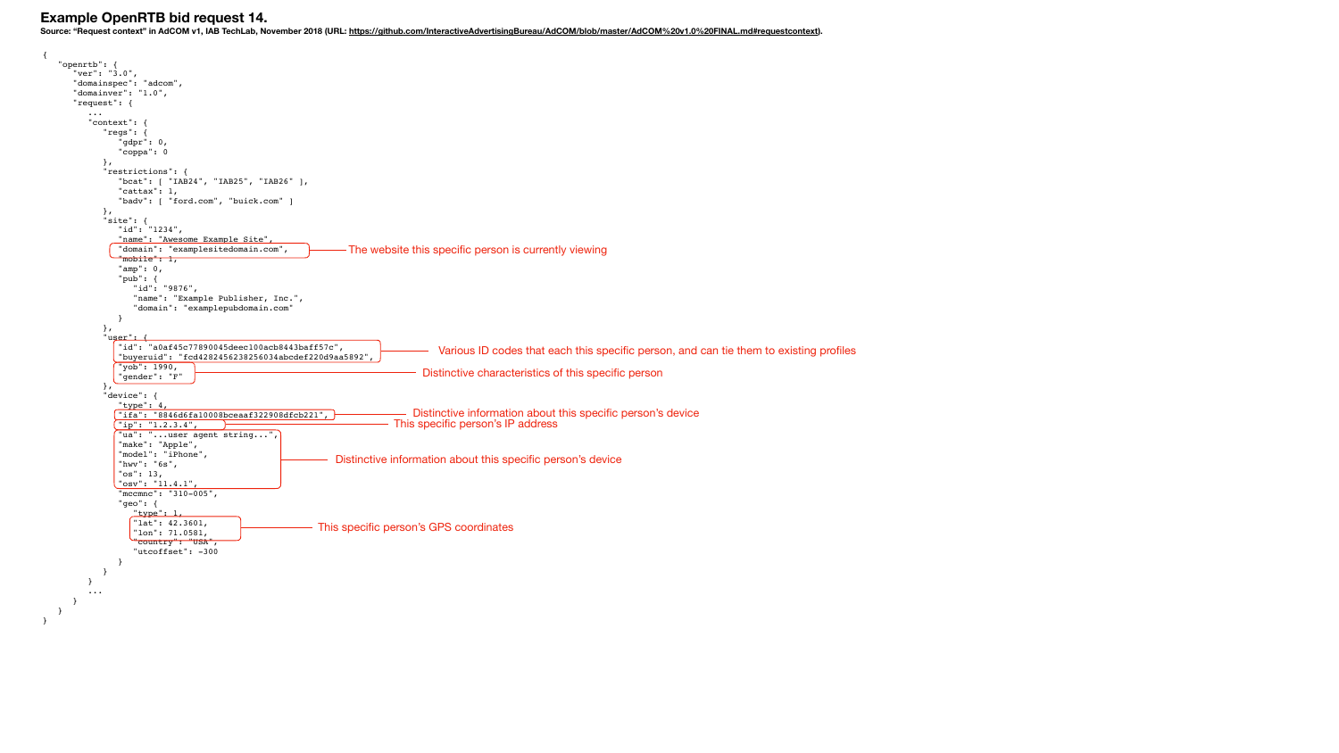# Example OpenRTB bid request 14.

**Source: "Request context" in AdCOM v1, IAB TechLab, November 2018 (URL: https://github.com/InteractiveAdvertisingBureau/AdCOM/blob/master/AdCOM%20v1.0%20FINAL.md#requestcontext).**

```
{
   "openrtb": {
      "ver": "3.0",
      "domainspec": "adcom",
      "domainver": "1.0",
      "request": {
         ...
         "context": {
            "regs": {
               "gdpr": 0,
               "coppa": 0
            },
            "restrictions": {
               "bcat": [ "IAB24", "IAB25", "IAB26" ],
               "cattax": 1,
               "badv": [ "ford.com", "buick.com" ]
            },
            "site": {
               "id": "1234",
               "name": "Awesome Example Site",
               "domain": "examplesitedomain.com",          <-- The website this specific person is currently viewing
               "mobile": 1,
               "amp": 0,
               "pub": {
                  "id": "9876",
                  "name": "Example Publisher, Inc.",
                  "domain": "examplepubdomain.com"
               }
            },
            "user": {
               "id": "a0af45c77890045deec100acb8443baff57c",
               "buyeruid": "fcd428245623825603 4abcdef220d9aa5892",   <-- Various ID codes that each this specific person, and can tie them to existing profiles
               "yob": 1990,
               "gender": "F"                                <-- Distinctive characteristics of this specific person
            },
            "device": {
               "type": 4,
               "ifa": "8846d6fa10008bceaaf322908dfcb221",  <-- Distinctive information about this specific person's device
               "ip": "1.2.3.4",                            <-- This specific person's IP address
               "ua": "...user agent string...",
               "make": "Apple",
               "model": "iPhone",
               "hwv": "6s",
               "os": 13,
               "osv": "11.4.1",                            <-- Distinctive information about this specific person's device
               "mccmnc": "310-005",
               "geo": {
                  "type": 1,
                  "lat": 42.3601,
                  "lon": 71.0581,                          <-- This specific person's GPS coordinates
                  "country": "USA",
                  "utcoffset": -300
               }
            }
         }
         ...
      }
   }
}
```